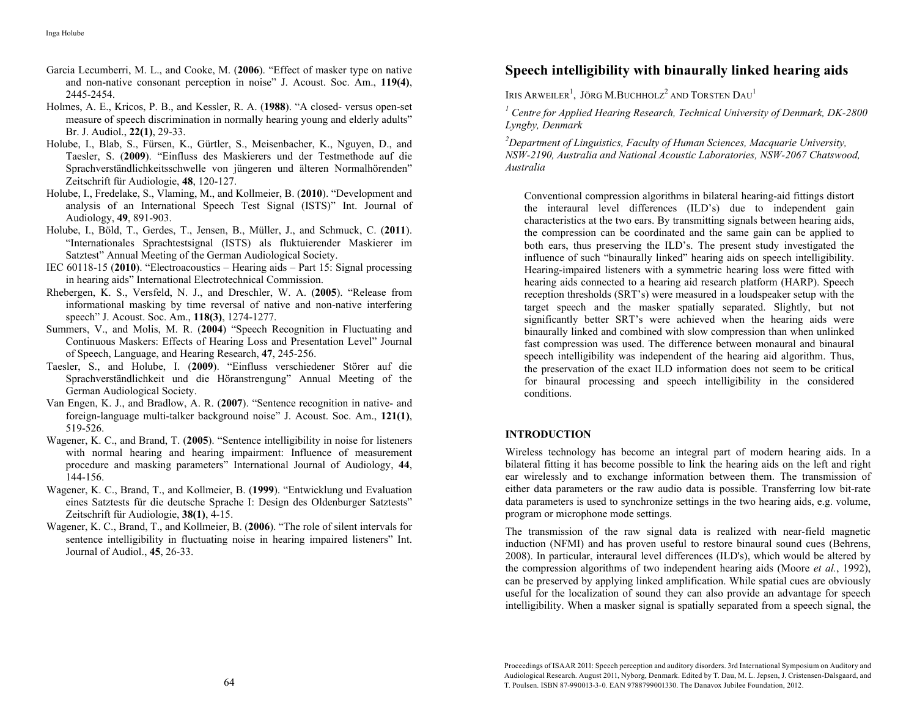Garcia Lecumberri, M. L., and Cooke, M. (**2006**). "Effect of masker type on native and non-native consonant perception in noise" J. Acoust. Soc. Am., **119(4)**, 2445-2454.

Holmes, A. E., Kricos, P. B., and Kessler, R. A. (**1988**). "A closed- versus open-set measure of speech discrimination in normally hearing young and elderly adults" Br. J. Audiol., **22(1)**, 29-33.

Holube, I., Blab, S., Fürsen, K., Gürtler, S., Meisenbacher, K., Nguyen, D., and Taesler, S. (**2009**). "Einfluss des Maskierers und der Testmethode auf die Sprachverständlichkeitsschwelle von jüngeren und älteren Normalhörenden" Zeitschrift für Audiologie, **48**, 120-127.

Holube, I., Fredelake, S., Vlaming, M., and Kollmeier, B. (**2010**). "Development and analysis of an International Speech Test Signal (ISTS)" Int. Journal of Audiology, **49**, 891-903.

Holube, I., Böld, T., Gerdes, T., Jensen, B., Müller, J., and Schmuck, C. (**2011**). "Internationales Sprachtestsignal (ISTS) als fluktuierender Maskierer im Satztest" Annual Meeting of the German Audiological Society.

IEC 60118-15 (**2010**). "Electroacoustics – Hearing aids – Part 15: Signal processing in hearing aids" International Electrotechnical Commission.

Rhebergen, K. S., Versfeld, N. J., and Dreschler, W. A. (**2005**). "Release from informational masking by time reversal of native and non-native interfering speech" J. Acoust. Soc. Am., **118(3)**, 1274-1277.

Summers, V., and Molis, M. R. (**2004**) "Speech Recognition in Fluctuating and Continuous Maskers: Effects of Hearing Loss and Presentation Level" Journal of Speech, Language, and Hearing Research, **47**, 245-256.

Taesler, S., and Holube, I. (**2009**). "Einfluss verschiedener Störer auf die Sprachverständlichkeit und die Höranstrengung" Annual Meeting of the German Audiological Society.

Van Engen, K. J., and Bradlow, A. R. (**2007**). "Sentence recognition in native- and foreign-language multi-talker background noise" J. Acoust. Soc. Am., **121(1)**, 519-526.

Wagener, K. C., and Brand, T. (**2005**). "Sentence intelligibility in noise for listeners with normal hearing and hearing impairment: Influence of measurement procedure and masking parameters" International Journal of Audiology, **44**, 144-156.

Wagener, K. C., Brand, T., and Kollmeier, B. (**1999**). "Entwicklung und Evaluation eines Satztests für die deutsche Sprache I: Design des Oldenburger Satztests" Zeitschrift für Audiologie, **38(1)**, 4-15.

Wagener, K. C., Brand, T., and Kollmeier, B. (**2006**). "The role of silent intervals for sentence intelligibility in fluctuating noise in hearing impaired listeners" Int. Journal of Audiol., **45**, 26-33.

# Speech intelligibility with binaurally linked hearing aids

IRIS ARWEILER[1], JÖRG M.BUCHHOLZ[2] AND TORSTEN DAU[1]

[1] *Centre for Applied Hearing Research, Technical University of Denmark, DK-2800 Lyngby, Denmark*

[2] *Department of Linguistics, Faculty of Human Sciences, Macquarie University, NSW-2190, Australia and National Acoustic Laboratories, NSW-2067 Chatswood, Australia*

Conventional compression algorithms in bilateral hearing-aid fittings distort the interaural level differences (ILD's) due to independent gain characteristics at the two ears. By transmitting signals between hearing aids, the compression can be coordinated and the same gain can be applied to both ears, thus preserving the ILD's. The present study investigated the influence of such "binaurally linked" hearing aids on speech intelligibility. Hearing-impaired listeners with a symmetric hearing loss were fitted with hearing aids connected to a hearing aid research platform (HARP). Speech reception thresholds (SRT's) were measured in a loudspeaker setup with the target speech and the masker spatially separated. Slightly, but not significantly better SRT's were achieved when the hearing aids were binaurally linked and combined with slow compression than when unlinked fast compression was used. The difference between monaural and binaural speech intelligibility was independent of the hearing aid algorithm. Thus, the preservation of the exact ILD information does not seem to be critical for binaural processing and speech intelligibility in the considered conditions.

## INTRODUCTION

Wireless technology has become an integral part of modern hearing aids. In a bilateral fitting it has become possible to link the hearing aids on the left and right ear wirelessly and to exchange information between them. The transmission of either data parameters or the raw audio data is possible. Transferring low bit-rate data parameters is used to synchronize settings in the two hearing aids, e.g. volume, program or microphone mode settings.

The transmission of the raw signal data is realized with near-field magnetic induction (NFMI) and has proven useful to restore binaural sound cues (Behrens, 2008). In particular, interaural level differences (ILD's), which would be altered by the compression algorithms of two independent hearing aids (Moore *et al.*, 1992), can be preserved by applying linked amplification. While spatial cues are obviously useful for the localization of sound they can also provide an advantage for speech intelligibility. When a masker signal is spatially separated from a speech signal, the

Proceedings of ISAAR 2011: Speech perception and auditory disorders. 3rd International Symposium on Auditory and Audiological Research. August 2011, Nyborg, Denmark. Edited by T. Dau, M. L. Jepsen, J. Cristensen-Dalsgaard, and T. Poulsen. ISBN 87-990013-3-0. EAN 9788799013330. The Danavox Jubilee Foundation, 2012.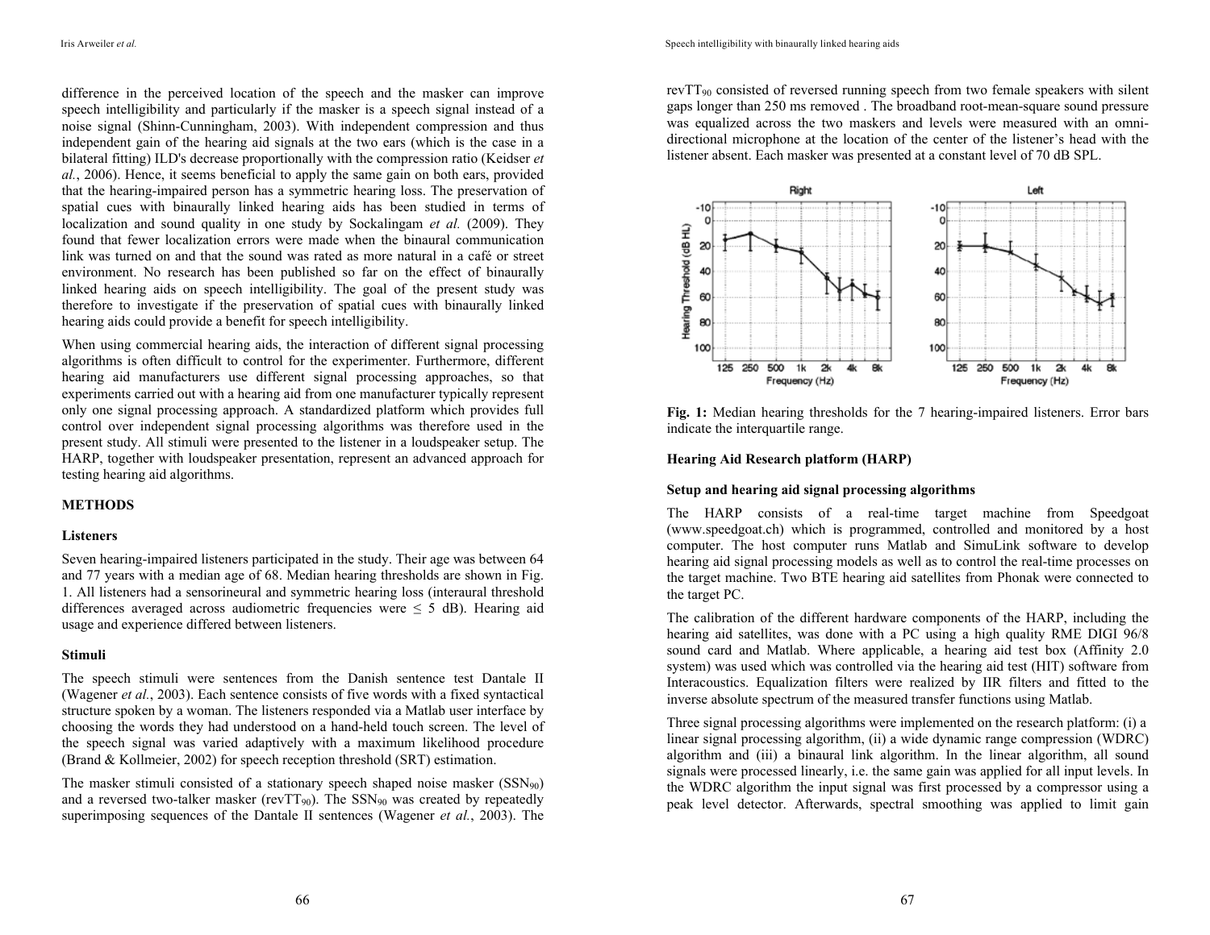difference in the perceived location of the speech and the masker can improve speech intelligibility and particularly if the masker is a speech signal instead of a noise signal (Shinn-Cunningham, 2003). With independent compression and thus independent gain of the hearing aid signals at the two ears (which is the case in a bilateral fitting) ILD's decrease proportionally with the compression ratio (Keidser *et al.*, 2006). Hence, it seems beneficial to apply the same gain on both ears, provided that the hearing-impaired person has a symmetric hearing loss. The preservation of spatial cues with binaurally linked hearing aids has been studied in terms of localization and sound quality in one study by Sockalingam *et al.* (2009). They found that fewer localization errors were made when the binaural communication link was turned on and that the sound was rated as more natural in a café or street environment. No research has been published so far on the effect of binaurally linked hearing aids on speech intelligibility. The goal of the present study was therefore to investigate if the preservation of spatial cues with binaurally linked hearing aids could provide a benefit for speech intelligibility.

When using commercial hearing aids, the interaction of different signal processing algorithms is often difficult to control for the experimenter. Furthermore, different hearing aid manufacturers use different signal processing approaches, so that experiments carried out with a hearing aid from one manufacturer typically represent only one signal processing approach. A standardized platform which provides full control over independent signal processing algorithms was therefore used in the present study. All stimuli were presented to the listener in a loudspeaker setup. The HARP, together with loudspeaker presentation, represent an advanced approach for testing hearing aid algorithms.

## METHODS

### Listeners

Seven hearing-impaired listeners participated in the study. Their age was between 64 and 77 years with a median age of 68. Median hearing thresholds are shown in Fig. 1. All listeners had a sensorineural and symmetric hearing loss (interaural threshold differences averaged across audiometric frequencies were ≤ 5 dB). Hearing aid usage and experience differed between listeners.

### Stimuli

The speech stimuli were sentences from the Danish sentence test Dantale II (Wagener *et al.*, 2003). Each sentence consists of five words with a fixed syntactical structure spoken by a woman. The listeners responded via a Matlab user interface by choosing the words they had understood on a hand-held touch screen. The level of the speech signal was varied adaptively with a maximum likelihood procedure (Brand & Kollmeier, 2002) for speech reception threshold (SRT) estimation.

The masker stimuli consisted of a stationary speech shaped noise masker ($SSN_{90}$) and a reversed two-talker masker ($revTT_{90}$). The $SSN_{90}$ was created by repeatedly superimposing sequences of the Dantale II sentences (Wagener *et al.*, 2003). The $revTT_{90}$ consisted of reversed running speech from two female speakers with silent gaps longer than 250 ms removed . The broadband root-mean-square sound pressure was equalized across the two maskers and levels were measured with an omni-directional microphone at the location of the center of the listener's head with the listener absent. Each masker was presented at a constant level of 70 dB SPL.

**Fig. 1:** Median hearing thresholds for the 7 hearing-impaired listeners. Error bars indicate the interquartile range.

### Hearing Aid Research platform (HARP)

### Setup and hearing aid signal processing algorithms

The HARP consists of a real-time target machine from Speedgoat (www.speedgoat.ch) which is programmed, controlled and monitored by a host computer. The host computer runs Matlab and SimuLink software to develop hearing aid signal processing models as well as to control the real-time processes on the target machine. Two BTE hearing aid satellites from Phonak were connected to the target PC.

The calibration of the different hardware components of the HARP, including the hearing aid satellites, was done with a PC using a high quality RME DIGI 96/8 sound card and Matlab. Where applicable, a hearing aid test box (Affinity 2.0 system) was used which was controlled via the hearing aid test (HIT) software from Interacoustics. Equalization filters were realized by IIR filters and fitted to the inverse absolute spectrum of the measured transfer functions using Matlab.

Three signal processing algorithms were implemented on the research platform: (i) a linear signal processing algorithm, (ii) a wide dynamic range compression (WDRC) algorithm and (iii) a binaural link algorithm. In the linear algorithm, all sound signals were processed linearly, i.e. the same gain was applied for all input levels. In the WDRC algorithm the input signal was first processed by a compressor using a peak level detector. Afterwards, spectral smoothing was applied to limit gain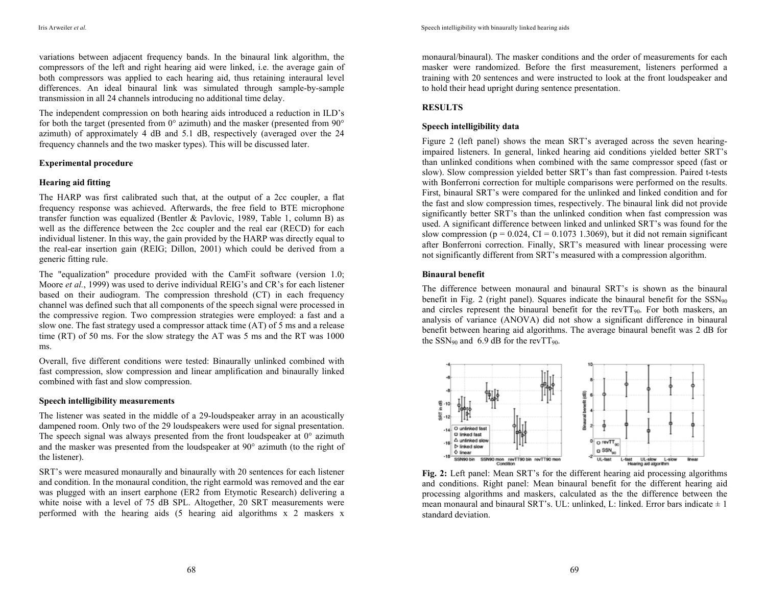variations between adjacent frequency bands. In the binaural link algorithm, the compressors of the left and right hearing aid were linked, i.e. the average gain of both compressors was applied to each hearing aid, thus retaining interaural level differences. An ideal binaural link was simulated through sample-by-sample transmission in all 24 channels introducing no additional time delay.

The independent compression on both hearing aids introduced a reduction in ILD's for both the target (presented from 0° azimuth) and the masker (presented from 90° azimuth) of approximately 4 dB and 5.1 dB, respectively (averaged over the 24 frequency channels and the two masker types). This will be discussed later.

**Experimental procedure**

**Hearing aid fitting**

The HARP was first calibrated such that, at the output of a 2cc coupler, a flat frequency response was achieved. Afterwards, the free field to BTE microphone transfer function was equalized (Bentler & Pavlovic, 1989, Table 1, column B) as well as the difference between the 2cc coupler and the real ear (RECD) for each individual listener. In this way, the gain provided by the HARP was directly equal to the real-ear insertion gain (REIG; Dillon, 2001) which could be derived from a generic fitting rule.

The "equalization" procedure provided with the CamFit software (version 1.0; Moore *et al.*, 1999) was used to derive individual REIG's and CR's for each listener based on their audiogram. The compression threshold (CT) in each frequency channel was defined such that all components of the speech signal were processed in the compressive region. Two compression strategies were employed: a fast and a slow one. The fast strategy used a compressor attack time (AT) of 5 ms and a release time (RT) of 50 ms. For the slow strategy the AT was 5 ms and the RT was 1000 ms.

Overall, five different conditions were tested: Binaurally unlinked combined with fast compression, slow compression and linear amplification and binaurally linked combined with fast and slow compression.

**Speech intelligibility measurements**

The listener was seated in the middle of a 29-loudspeaker array in an acoustically dampened room. Only two of the 29 loudspeakers were used for signal presentation. The speech signal was always presented from the front loudspeaker at 0° azimuth and the masker was presented from the loudspeaker at 90° azimuth (to the right of the listener).

SRT's were measured monaurally and binaurally with 20 sentences for each listener and condition. In the monaural condition, the right earmold was removed and the ear was plugged with an insert earphone (ER2 from Etymotic Research) delivering a white noise with a level of 75 dB SPL. Altogether, 20 SRT measurements were performed with the hearing aids (5 hearing aid algorithms x 2 maskers x monaural/binaural). The masker conditions and the order of measurements for each masker were randomized. Before the first measurement, listeners performed a training with 20 sentences and were instructed to look at the front loudspeaker and to hold their head upright during sentence presentation.

## RESULTS

**Speech intelligibility data**

Figure 2 (left panel) shows the mean SRT's averaged across the seven hearing-impaired listeners. In general, linked hearing aid conditions yielded better SRT's than unlinked conditions when combined with the same compressor speed (fast or slow). Slow compression yielded better SRT's than fast compression. Paired t-tests with Bonferroni correction for multiple comparisons were performed on the results. First, binaural SRT's were compared for the unlinked and linked condition and for the fast and slow compression times, respectively. The binaural link did not provide significantly better SRT's than the unlinked condition when fast compression was used. A significant difference between linked and unlinked SRT's was found for the slow compression ($p = 0.024$, CI = 0.1073 1.3069), but it did not remain significant after Bonferroni correction. Finally, SRT's measured with linear processing were not significantly different from SRT's measured with a compression algorithm.

**Binaural benefit**

The difference between monaural and binaural SRT's is shown as the binaural benefit in Fig. 2 (right panel). Squares indicate the binaural benefit for the $SSN_{90}$ and circles represent the binaural benefit for the $revTT_{90}$. For both maskers, an analysis of variance (ANOVA) did not show a significant difference in binaural benefit between hearing aid algorithms. The average binaural benefit was 2 dB for the $SSN_{90}$ and 6.9 dB for the $revTT_{90}$.

**Fig. 2:** Left panel: Mean SRT's for the different hearing aid processing algorithms and conditions. Right panel: Mean binaural benefit for the different hearing aid processing algorithms and maskers, calculated as the the difference between the mean monaural and binaural SRT's. UL: unlinked, L: linked. Error bars indicate ± 1 standard deviation.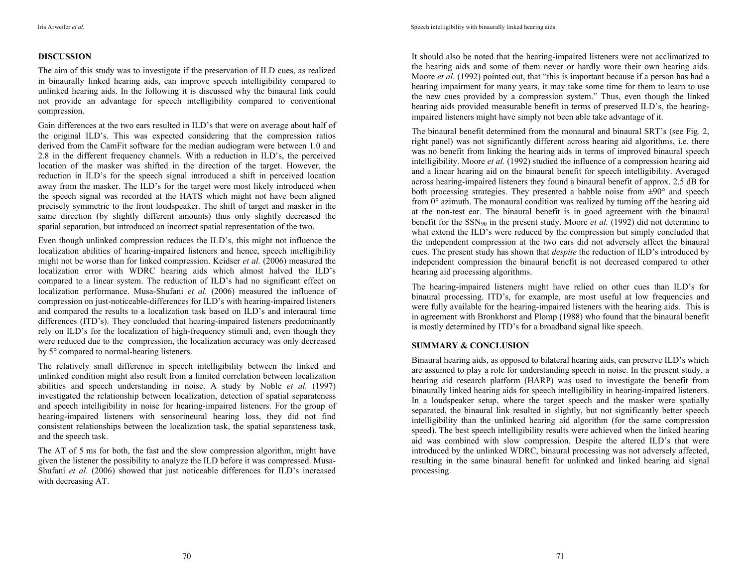## DISCUSSION

The aim of this study was to investigate if the preservation of ILD cues, as realized in binaurally linked hearing aids, can improve speech intelligibility compared to unlinked hearing aids. In the following it is discussed why the binaural link could not provide an advantage for speech intelligibility compared to conventional compression.

Gain differences at the two ears resulted in ILD's that were on average about half of the original ILD's. This was expected considering that the compression ratios derived from the CamFit software for the median audiogram were between 1.0 and 2.8 in the different frequency channels. With a reduction in ILD's, the perceived location of the masker was shifted in the direction of the target. However, the reduction in ILD's for the speech signal introduced a shift in perceived location away from the masker. The ILD's for the target were most likely introduced when the speech signal was recorded at the HATS which might not have been aligned precisely symmetric to the front loudspeaker. The shift of target and masker in the same direction (by slightly different amounts) thus only slightly decreased the spatial separation, but introduced an incorrect spatial representation of the two.

Even though unlinked compression reduces the ILD's, this might not influence the localization abilities of hearing-impaired listeners and hence, speech intelligibility might not be worse than for linked compression. Keidser *et al.* (2006) measured the localization error with WDRC hearing aids which almost halved the ILD's compared to a linear system. The reduction of ILD's had no significant effect on localization performance. Musa-Shufani *et al.* (2006) measured the influence of compression on just-noticeable-differences for ILD's with hearing-impaired listeners and compared the results to a localization task based on ILD's and interaural time differences (ITD's). They concluded that hearing-impaired listeners predominantly rely on ILD's for the localization of high-frequency stimuli and, even though they were reduced due to the compression, the localization accuracy was only decreased by 5° compared to normal-hearing listeners.

The relatively small difference in speech intelligibility between the linked and unlinked condition might also result from a limited correlation between localization abilities and speech understanding in noise. A study by Noble *et al.* (1997) investigated the relationship between localization, detection of spatial separateness and speech intelligibility in noise for hearing-impaired listeners. For the group of hearing-impaired listeners with sensorineural hearing loss, they did not find consistent relationships between the localization task, the spatial separateness task, and the speech task.

The AT of 5 ms for both, the fast and the slow compression algorithm, might have given the listener the possibility to analyze the ILD before it was compressed. Musa-Shufani *et al.* (2006) showed that just noticeable differences for ILD's increased with decreasing AT.

It should also be noted that the hearing-impaired listeners were not acclimatized to the hearing aids and some of them never or hardly wore their own hearing aids. Moore *et al.* (1992) pointed out, that "this is important because if a person has had a hearing impairment for many years, it may take some time for them to learn to use the new cues provided by a compression system." Thus, even though the linked hearing aids provided measurable benefit in terms of preserved ILD's, the hearing-impaired listeners might have simply not been able take advantage of it.

The binaural benefit determined from the monaural and binaural SRT's (see Fig. 2, right panel) was not significantly different across hearing aid algorithms, i.e. there was no benefit from linking the hearing aids in terms of improved binaural speech intelligibility. Moore *et al.* (1992) studied the influence of a compression hearing aid and a linear hearing aid on the binaural benefit for speech intelligibility. Averaged across hearing-impaired listeners they found a binaural benefit of approx. 2.5 dB for both processing strategies. They presented a babble noise from ±90° and speech from 0° azimuth. The monaural condition was realized by turning off the hearing aid at the non-test ear. The binaural benefit is in good agreement with the binaural benefit for the $SSN_{90}$ in the present study. Moore *et al.* (1992) did not determine to what extend the ILD's were reduced by the compression but simply concluded that the independent compression at the two ears did not adversely affect the binaural cues. The present study has shown that *despite* the reduction of ILD's introduced by independent compression the binaural benefit is not decreased compared to other hearing aid processing algorithms.

The hearing-impaired listeners might have relied on other cues than ILD's for binaural processing. ITD's, for example, are most useful at low frequencies and were fully available for the hearing-impaired listeners with the hearing aids. This is in agreement with Bronkhorst and Plomp (1988) who found that the binaural benefit is mostly determined by ITD's for a broadband signal like speech.

## SUMMARY & CONCLUSION

Binaural hearing aids, as opposed to bilateral hearing aids, can preserve ILD's which are assumed to play a role for understanding speech in noise. In the present study, a hearing aid research platform (HARP) was used to investigate the benefit from binaurally linked hearing aids for speech intelligibility in hearing-impaired listeners. In a loudspeaker setup, where the target speech and the masker were spatially separated, the binaural link resulted in slightly, but not significantly better speech intelligibility than the unlinked hearing aid algorithm (for the same compression speed). The best speech intelligibility results were achieved when the linked hearing aid was combined with slow compression. Despite the altered ILD's that were introduced by the unlinked WDRC, binaural processing was not adversely affected, resulting in the same binaural benefit for unlinked and linked hearing aid signal processing.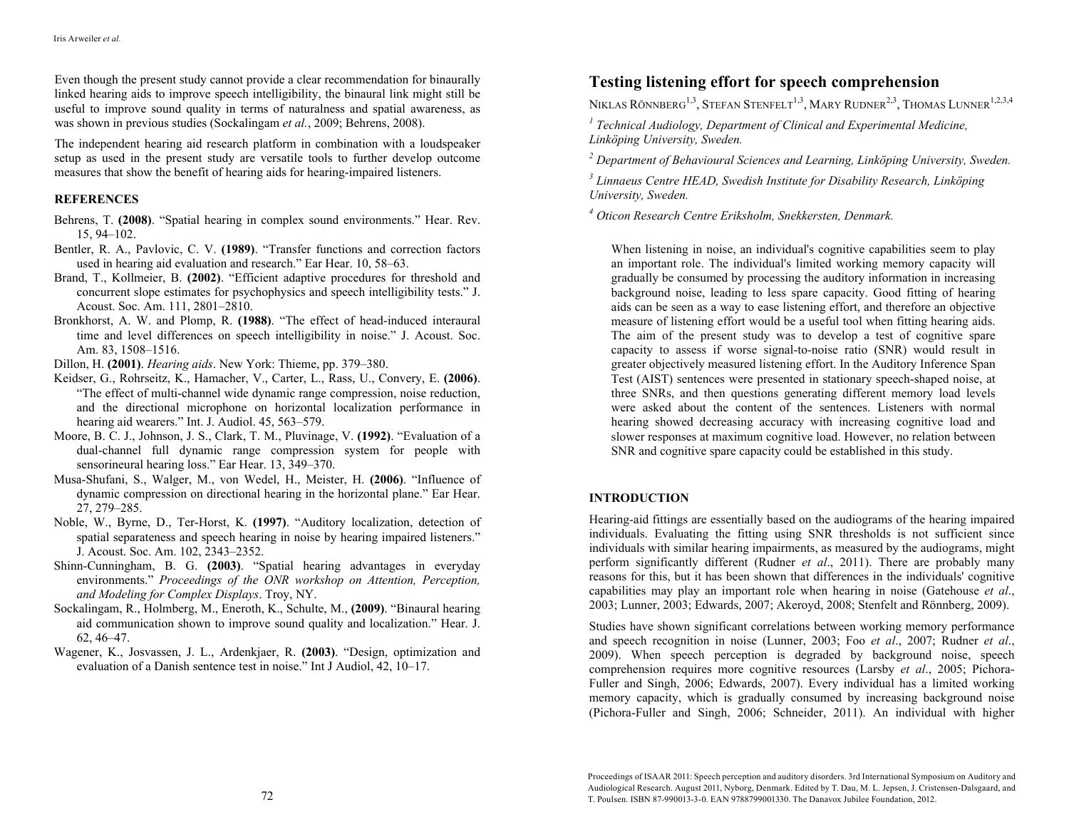Even though the present study cannot provide a clear recommendation for binaurally linked hearing aids to improve speech intelligibility, the binaural link might still be useful to improve sound quality in terms of naturalness and spatial awareness, as was shown in previous studies (Sockalingam *et al.*, 2009; Behrens, 2008).

The independent hearing aid research platform in combination with a loudspeaker setup as used in the present study are versatile tools to further develop outcome measures that show the benefit of hearing aids for hearing-impaired listeners.

## REFERENCES

Behrens, T. **(2008)**. "Spatial hearing in complex sound environments." Hear. Rev. 15, 94–102.

Bentler, R. A., Pavlovic, C. V. **(1989)**. "Transfer functions and correction factors used in hearing aid evaluation and research." Ear Hear. 10, 58–63.

Brand, T., Kollmeier, B. **(2002)**. "Efficient adaptive procedures for threshold and concurrent slope estimates for psychophysics and speech intelligibility tests." J. Acoust. Soc. Am. 111, 2801–2810.

Bronkhorst, A. W. and Plomp, R. **(1988)**. "The effect of head-induced interaural time and level differences on speech intelligibility in noise." J. Acoust. Soc. Am. 83, 1508–1516.

Dillon, H. **(2001)**. *Hearing aids*. New York: Thieme, pp. 379–380.

Keidser, G., Rohrseitz, K., Hamacher, V., Carter, L., Rass, U., Convery, E. **(2006)**. "The effect of multi-channel wide dynamic range compression, noise reduction, and the directional microphone on horizontal localization performance in hearing aid wearers." Int. J. Audiol. 45, 563–579.

Moore, B. C. J., Johnson, J. S., Clark, T. M., Pluvinage, V. **(1992)**. "Evaluation of a dual-channel full dynamic range compression system for people with sensorineural hearing loss." Ear Hear. 13, 349–370.

Musa-Shufani, S., Walger, M., von Wedel, H., Meister, H. **(2006)**. "Influence of dynamic compression on directional hearing in the horizontal plane." Ear Hear. 27, 279–285.

Noble, W., Byrne, D., Ter-Horst, K. **(1997)**. "Auditory localization, detection of spatial separateness and speech hearing in noise by hearing impaired listeners." J. Acoust. Soc. Am. 102, 2343–2352.

Shinn-Cunningham, B. G. **(2003)**. "Spatial hearing advantages in everyday environments." *Proceedings of the ONR workshop on Attention, Perception, and Modeling for Complex Displays*. Troy, NY.

Sockalingam, R., Holmberg, M., Eneroth, K., Schulte, M., **(2009)**. "Binaural hearing aid communication shown to improve sound quality and localization." Hear. J. 62, 46–47.

Wagener, K., Josvassen, J. L., Ardenkjaer, R. **(2003)**. "Design, optimization and evaluation of a Danish sentence test in noise." Int J Audiol, 42, 10–17.

# Testing listening effort for speech comprehension

NIKLAS RÖNNBERG[1,3], STEFAN STENFELT[1,3], MARY RUDNER[2,3], THOMAS LUNNER[1,2,3,4]

[1] *Technical Audiology, Department of Clinical and Experimental Medicine, Linköping University, Sweden.*

[2] *Department of Behavioural Sciences and Learning, Linköping University, Sweden.*

[3] *Linnaeus Centre HEAD, Swedish Institute for Disability Research, Linköping University, Sweden.*

[4] *Oticon Research Centre Eriksholm, Snekkersten, Denmark.*

When listening in noise, an individual's cognitive capabilities seem to play an important role. The individual's limited working memory capacity will gradually be consumed by processing the auditory information in increasing background noise, leading to less spare capacity. Good fitting of hearing aids can be seen as a way to ease listening effort, and therefore an objective measure of listening effort would be a useful tool when fitting hearing aids. The aim of the present study was to develop a test of cognitive spare capacity to assess if worse signal-to-noise ratio (SNR) would result in greater objectively measured listening effort. In the Auditory Inference Span Test (AIST) sentences were presented in stationary speech-shaped noise, at three SNRs, and then questions generating different memory load levels were asked about the content of the sentences. Listeners with normal hearing showed decreasing accuracy with increasing cognitive load and slower responses at maximum cognitive load. However, no relation between SNR and cognitive spare capacity could be established in this study.

## INTRODUCTION

Hearing-aid fittings are essentially based on the audiograms of the hearing impaired individuals. Evaluating the fitting using SNR thresholds is not sufficient since individuals with similar hearing impairments, as measured by the audiograms, might perform significantly different (Rudner *et al*., 2011). There are probably many reasons for this, but it has been shown that differences in the individuals' cognitive capabilities may play an important role when hearing in noise (Gatehouse *et al*., 2003; Lunner, 2003; Edwards, 2007; Akeroyd, 2008; Stenfelt and Rönnberg, 2009).

Studies have shown significant correlations between working memory performance and speech recognition in noise (Lunner, 2003; Foo *et al*., 2007; Rudner *et al*., 2009). When speech perception is degraded by background noise, speech comprehension requires more cognitive resources (Larsby *et al*., 2005; Pichora-Fuller and Singh, 2006; Edwards, 2007). Every individual has a limited working memory capacity, which is gradually consumed by increasing background noise (Pichora-Fuller and Singh, 2006; Schneider, 2011). An individual with higher

Proceedings of ISAAR 2011: Speech perception and auditory disorders. 3rd International Symposium on Auditory and Audiological Research. August 2011, Nyborg, Denmark. Edited by T. Dau, M. L. Jepsen, J. Cristensen-Dalsgaard, and T. Poulsen. ISBN 87-990013-3-0. EAN 9788799001330. The Danavox Jubilee Foundation, 2012.